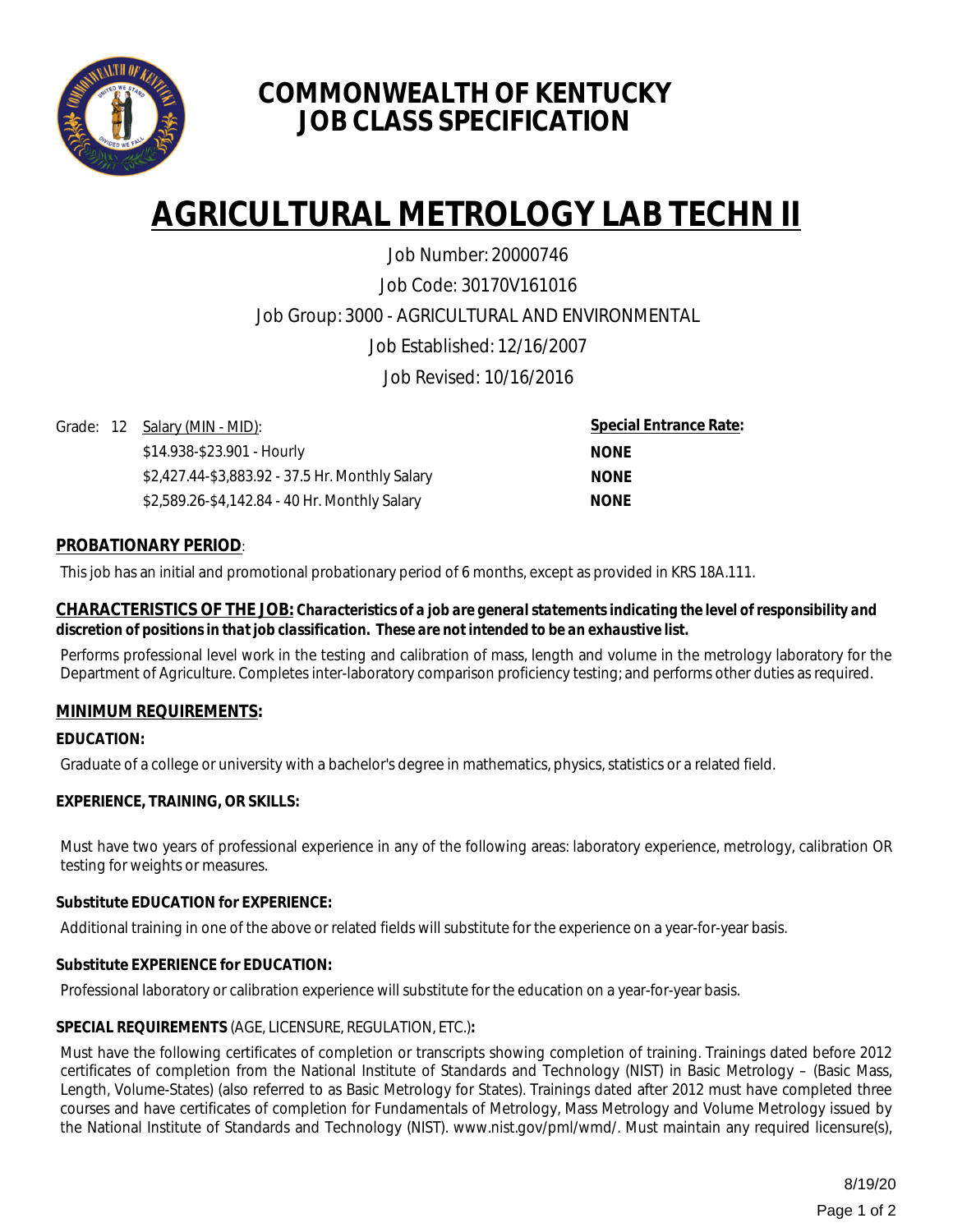# COMMONWEALTH OF KENTUCKY
# JOB CLASS SPECIFICATION

# AGRICULTURAL METROLOGY LAB TECHN II

Job Number: 20000746

Job Code: 30170V161016

Job Group: 3000 - AGRICULTURAL AND ENVIRONMENTAL

Job Established: 12/16/2007

Job Revised: 10/16/2016

| Grade: 12 | Salary (MIN - MID): | Special Entrance Rate: |
|---|---|---|
| | $14.938-$23.901 - Hourly | NONE |
| | $2,427.44-$3,883.92 - 37.5 Hr. Monthly Salary | NONE |
| | $2,589.26-$4,142.84 - 40 Hr. Monthly Salary | NONE |

## PROBATIONARY PERIOD:

This job has an initial and promotional probationary period of 6 months, except as provided in KRS 18A.111.

## CHARACTERISTICS OF THE JOB: *Characteristics of a job are general statements indicating the level of responsibility and discretion of positions in that job classification. These are not intended to be an exhaustive list.*

Performs professional level work in the testing and calibration of mass, length and volume in the metrology laboratory for the Department of Agriculture. Completes inter-laboratory comparison proficiency testing; and performs other duties as required.

## MINIMUM REQUIREMENTS:

**EDUCATION:**

Graduate of a college or university with a bachelor's degree in mathematics, physics, statistics or a related field.

**EXPERIENCE, TRAINING, OR SKILLS:**

Must have two years of professional experience in any of the following areas: laboratory experience, metrology, calibration OR testing for weights or measures.

**Substitute EDUCATION for EXPERIENCE:**

Additional training in one of the above or related fields will substitute for the experience on a year-for-year basis.

**Substitute EXPERIENCE for EDUCATION:**

Professional laboratory or calibration experience will substitute for the education on a year-for-year basis.

**SPECIAL REQUIREMENTS** (AGE, LICENSURE, REGULATION, ETC.)**:**

Must have the following certificates of completion or transcripts showing completion of training. Trainings dated before 2012 certificates of completion from the National Institute of Standards and Technology (NIST) in Basic Metrology – (Basic Mass, Length, Volume-States) (also referred to as Basic Metrology for States). Trainings dated after 2012 must have completed three courses and have certificates of completion for Fundamentals of Metrology, Mass Metrology and Volume Metrology issued by the National Institute of Standards and Technology (NIST). www.nist.gov/pml/wmd/. Must maintain any required licensure(s),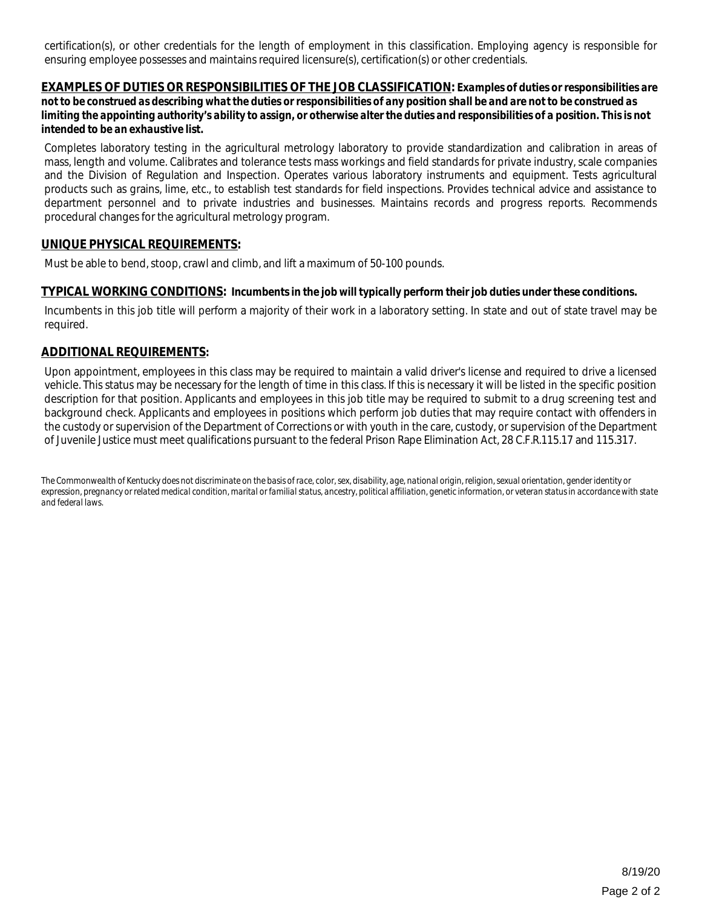certification(s), or other credentials for the length of employment in this classification. Employing agency is responsible for ensuring employee possesses and maintains required licensure(s), certification(s) or other credentials.

**EXAMPLES OF DUTIES OR RESPONSIBILITIES OF THE JOB CLASSIFICATION:** ***Examples of duties or responsibilities are not to be construed as describing what the duties or responsibilities of any position shall be and are not to be construed as limiting the appointing authority's ability to assign, or otherwise alter the duties and responsibilities of a position. This is not intended to be an exhaustive list.***

Completes laboratory testing in the agricultural metrology laboratory to provide standardization and calibration in areas of mass, length and volume. Calibrates and tolerance tests mass workings and field standards for private industry, scale companies and the Division of Regulation and Inspection. Operates various laboratory instruments and equipment. Tests agricultural products such as grains, lime, etc., to establish test standards for field inspections. Provides technical advice and assistance to department personnel and to private industries and businesses. Maintains records and progress reports. Recommends procedural changes for the agricultural metrology program.

**UNIQUE PHYSICAL REQUIREMENTS:**

Must be able to bend, stoop, crawl and climb, and lift a maximum of 50-100 pounds.

**TYPICAL WORKING CONDITIONS:** ***Incumbents in the job will typically perform their job duties under these conditions.***

Incumbents in this job title will perform a majority of their work in a laboratory setting. In state and out of state travel may be required.

**ADDITIONAL REQUIREMENTS:**

Upon appointment, employees in this class may be required to maintain a valid driver's license and required to drive a licensed vehicle. This status may be necessary for the length of time in this class. If this is necessary it will be listed in the specific position description for that position. Applicants and employees in this job title may be required to submit to a drug screening test and background check. Applicants and employees in positions which perform job duties that may require contact with offenders in the custody or supervision of the Department of Corrections or with youth in the care, custody, or supervision of the Department of Juvenile Justice must meet qualifications pursuant to the federal Prison Rape Elimination Act, 28 C.F.R.115.17 and 115.317.

*The Commonwealth of Kentucky does not discriminate on the basis of race, color, sex, disability, age, national origin, religion, sexual orientation, gender identity or expression, pregnancy or related medical condition, marital or familial status, ancestry, political affiliation, genetic information, or veteran status in accordance with state and federal laws.*

8/19/20